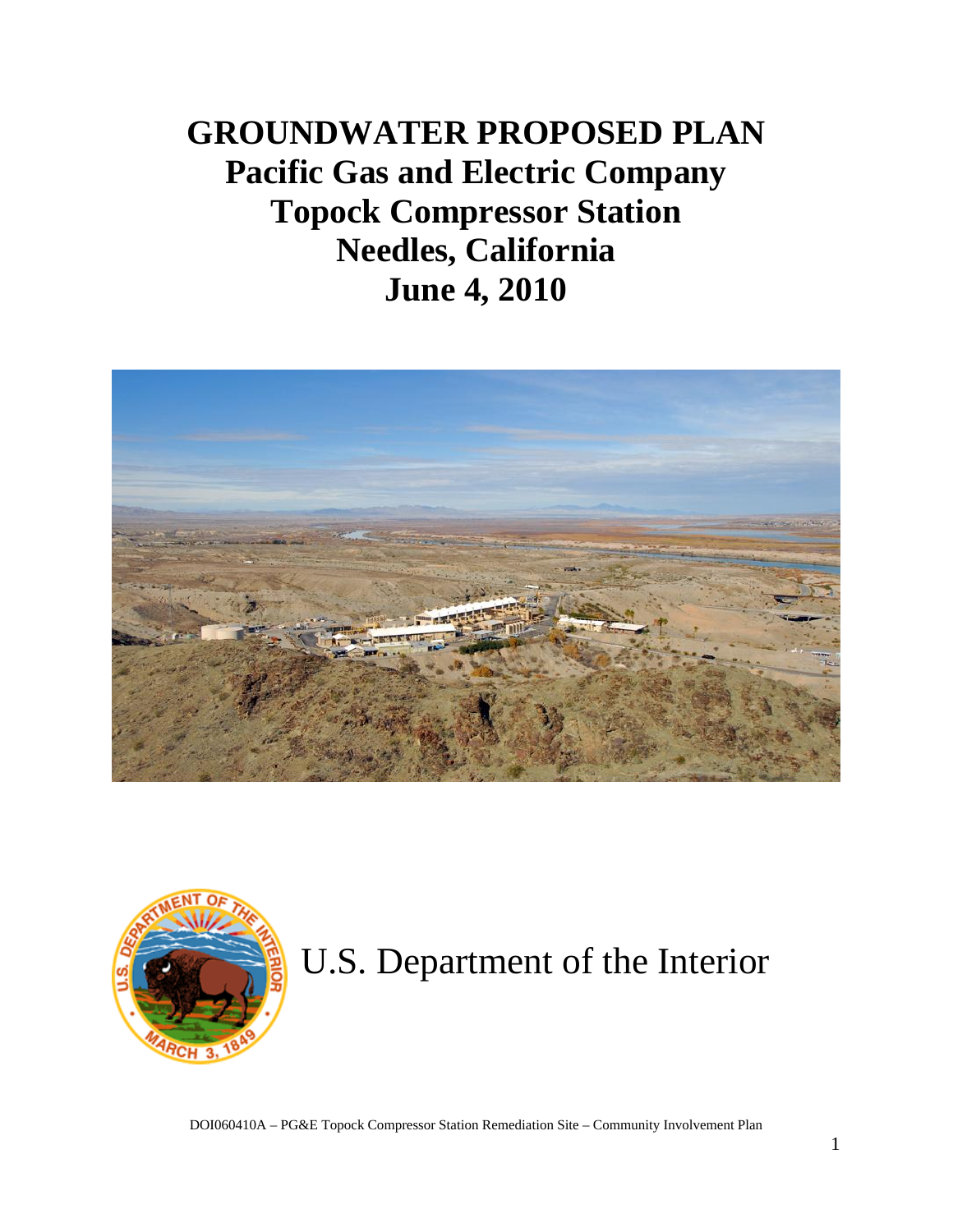# GROUNDWATER PROPOSED PLAN
# Pacific Gas and Electric Company
# Topock Compressor Station
# Needles, California
# June 4, 2010

U.S. Department of the Interior

DOI060410A – PG&E Topock Compressor Station Remediation Site – Community Involvement Plan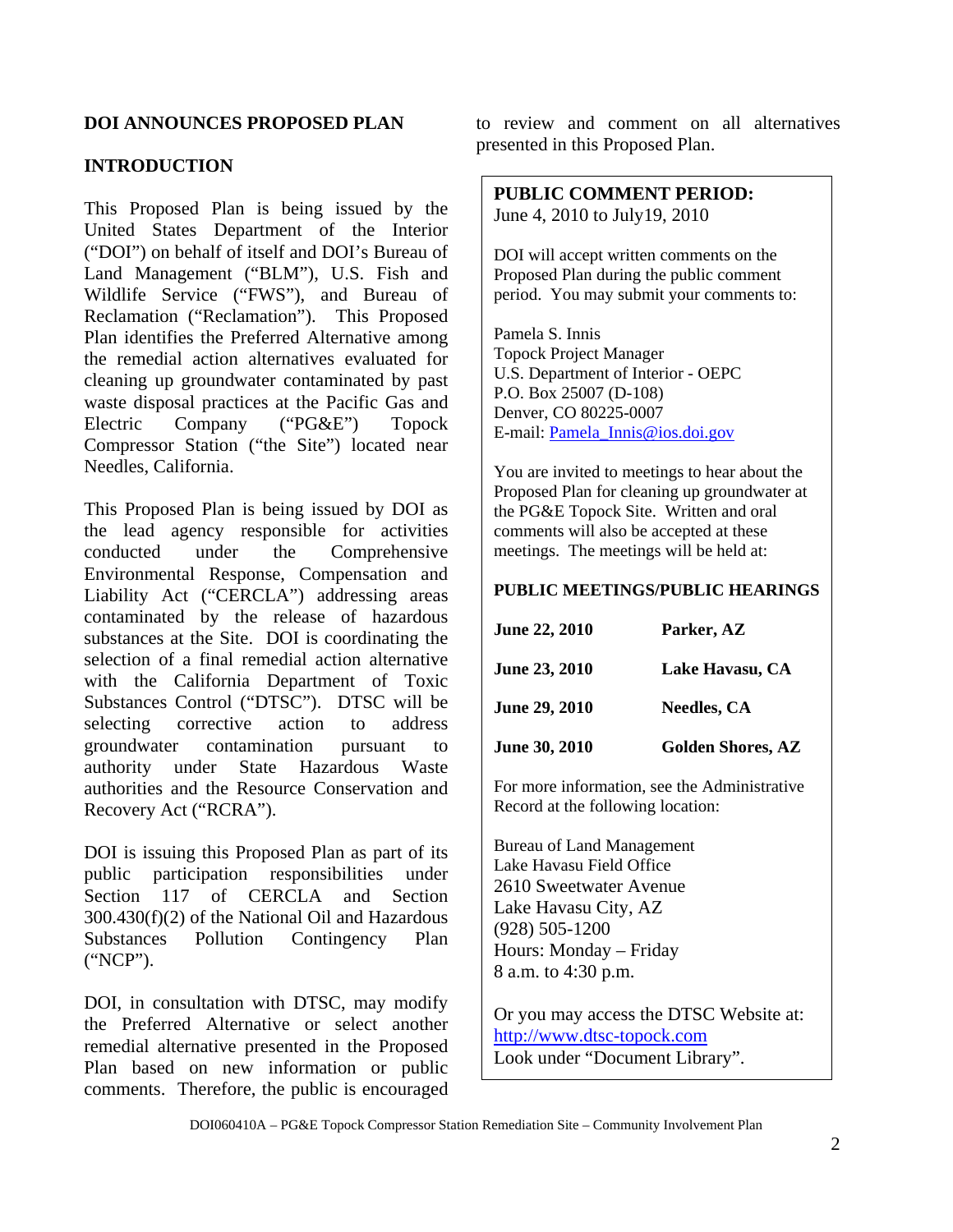## DOI ANNOUNCES PROPOSED PLAN

### INTRODUCTION

This Proposed Plan is being issued by the United States Department of the Interior ("DOI") on behalf of itself and DOI's Bureau of Land Management ("BLM"), U.S. Fish and Wildlife Service ("FWS"), and Bureau of Reclamation ("Reclamation"). This Proposed Plan identifies the Preferred Alternative among the remedial action alternatives evaluated for cleaning up groundwater contaminated by past waste disposal practices at the Pacific Gas and Electric Company ("PG&E") Topock Compressor Station ("the Site") located near Needles, California.

This Proposed Plan is being issued by DOI as the lead agency responsible for activities conducted under the Comprehensive Environmental Response, Compensation and Liability Act ("CERCLA") addressing areas contaminated by the release of hazardous substances at the Site. DOI is coordinating the selection of a final remedial action alternative with the California Department of Toxic Substances Control ("DTSC"). DTSC will be selecting corrective action to address groundwater contamination pursuant to authority under State Hazardous Waste authorities and the Resource Conservation and Recovery Act ("RCRA").

DOI is issuing this Proposed Plan as part of its public participation responsibilities under Section 117 of CERCLA and Section 300.430(f)(2) of the National Oil and Hazardous Substances Pollution Contingency Plan ("NCP").

DOI, in consultation with DTSC, may modify the Preferred Alternative or select another remedial alternative presented in the Proposed Plan based on new information or public comments. Therefore, the public is encouraged to review and comment on all alternatives presented in this Proposed Plan.

---

**PUBLIC COMMENT PERIOD:**
June 4, 2010 to July19, 2010

DOI will accept written comments on the Proposed Plan during the public comment period. You may submit your comments to:

Pamela S. Innis
Topock Project Manager
U.S. Department of Interior - OEPC
P.O. Box 25007 (D-108)
Denver, CO 80225-0007
E-mail: Pamela_Innis@ios.doi.gov

You are invited to meetings to hear about the Proposed Plan for cleaning up groundwater at the PG&E Topock Site. Written and oral comments will also be accepted at these meetings. The meetings will be held at:

**PUBLIC MEETINGS/PUBLIC HEARINGS**

| | |
|---|---|
| **June 22, 2010** | **Parker, AZ** |
| **June 23, 2010** | **Lake Havasu, CA** |
| **June 29, 2010** | **Needles, CA** |
| **June 30, 2010** | **Golden Shores, AZ** |

For more information, see the Administrative Record at the following location:

Bureau of Land Management
Lake Havasu Field Office
2610 Sweetwater Avenue
Lake Havasu City, AZ
(928) 505-1200
Hours: Monday – Friday
8 a.m. to 4:30 p.m.

Or you may access the DTSC Website at:
http://www.dtsc-topock.com
Look under "Document Library".

---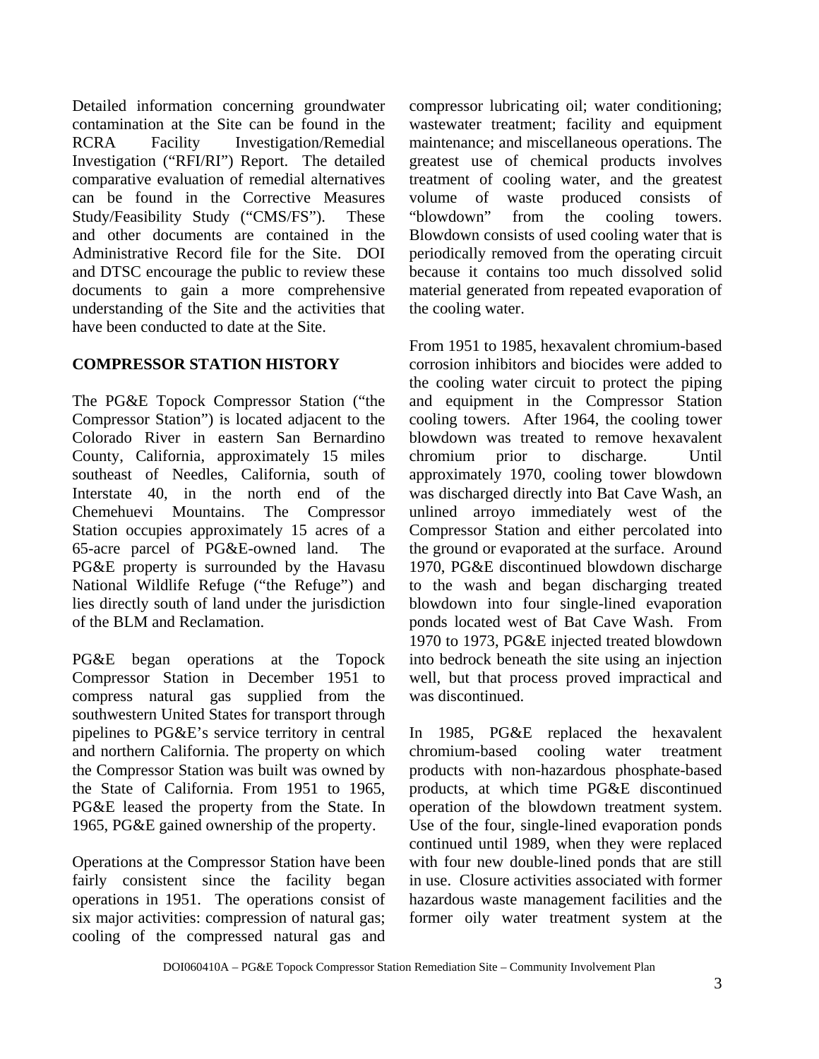Detailed information concerning groundwater contamination at the Site can be found in the RCRA Facility Investigation/Remedial Investigation ("RFI/RI") Report. The detailed comparative evaluation of remedial alternatives can be found in the Corrective Measures Study/Feasibility Study ("CMS/FS"). These and other documents are contained in the Administrative Record file for the Site. DOI and DTSC encourage the public to review these documents to gain a more comprehensive understanding of the Site and the activities that have been conducted to date at the Site.

## COMPRESSOR STATION HISTORY

The PG&E Topock Compressor Station ("the Compressor Station") is located adjacent to the Colorado River in eastern San Bernardino County, California, approximately 15 miles southeast of Needles, California, south of Interstate 40, in the north end of the Chemehuevi Mountains. The Compressor Station occupies approximately 15 acres of a 65-acre parcel of PG&E-owned land. The PG&E property is surrounded by the Havasu National Wildlife Refuge ("the Refuge") and lies directly south of land under the jurisdiction of the BLM and Reclamation.

PG&E began operations at the Topock Compressor Station in December 1951 to compress natural gas supplied from the southwestern United States for transport through pipelines to PG&E's service territory in central and northern California. The property on which the Compressor Station was built was owned by the State of California. From 1951 to 1965, PG&E leased the property from the State. In 1965, PG&E gained ownership of the property.

Operations at the Compressor Station have been fairly consistent since the facility began operations in 1951. The operations consist of six major activities: compression of natural gas; cooling of the compressed natural gas and compressor lubricating oil; water conditioning; wastewater treatment; facility and equipment maintenance; and miscellaneous operations. The greatest use of chemical products involves treatment of cooling water, and the greatest volume of waste produced consists of "blowdown" from the cooling towers. Blowdown consists of used cooling water that is periodically removed from the operating circuit because it contains too much dissolved solid material generated from repeated evaporation of the cooling water.

From 1951 to 1985, hexavalent chromium-based corrosion inhibitors and biocides were added to the cooling water circuit to protect the piping and equipment in the Compressor Station cooling towers. After 1964, the cooling tower blowdown was treated to remove hexavalent chromium prior to discharge. Until approximately 1970, cooling tower blowdown was discharged directly into Bat Cave Wash, an unlined arroyo immediately west of the Compressor Station and either percolated into the ground or evaporated at the surface. Around 1970, PG&E discontinued blowdown discharge to the wash and began discharging treated blowdown into four single-lined evaporation ponds located west of Bat Cave Wash. From 1970 to 1973, PG&E injected treated blowdown into bedrock beneath the site using an injection well, but that process proved impractical and was discontinued.

In 1985, PG&E replaced the hexavalent chromium-based cooling water treatment products with non-hazardous phosphate-based products, at which time PG&E discontinued operation of the blowdown treatment system. Use of the four, single-lined evaporation ponds continued until 1989, when they were replaced with four new double-lined ponds that are still in use. Closure activities associated with former hazardous waste management facilities and the former oily water treatment system at the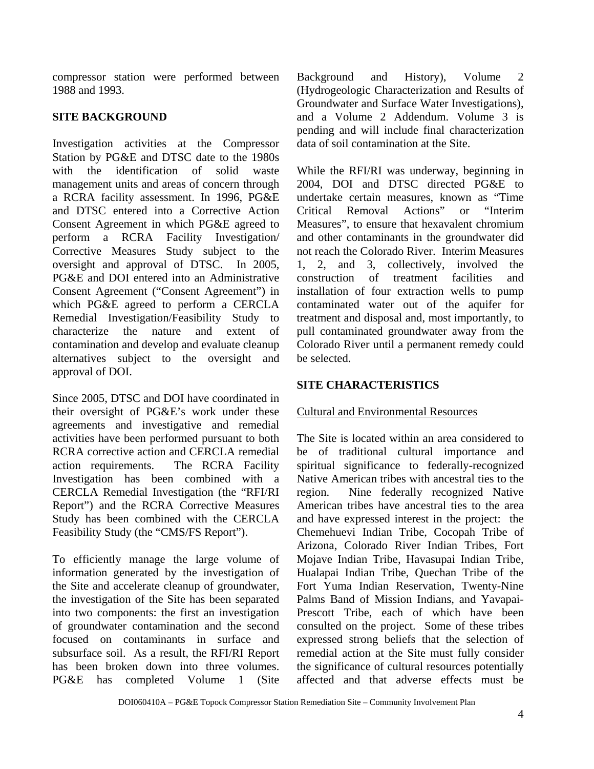compressor station were performed between 1988 and 1993.

## SITE BACKGROUND

Investigation activities at the Compressor Station by PG&E and DTSC date to the 1980s with the identification of solid waste management units and areas of concern through a RCRA facility assessment. In 1996, PG&E and DTSC entered into a Corrective Action Consent Agreement in which PG&E agreed to perform a RCRA Facility Investigation/ Corrective Measures Study subject to the oversight and approval of DTSC. In 2005, PG&E and DOI entered into an Administrative Consent Agreement ("Consent Agreement") in which PG&E agreed to perform a CERCLA Remedial Investigation/Feasibility Study to characterize the nature and extent of contamination and develop and evaluate cleanup alternatives subject to the oversight and approval of DOI.

Since 2005, DTSC and DOI have coordinated in their oversight of PG&E's work under these agreements and investigative and remedial activities have been performed pursuant to both RCRA corrective action and CERCLA remedial action requirements. The RCRA Facility Investigation has been combined with a CERCLA Remedial Investigation (the "RFI/RI Report") and the RCRA Corrective Measures Study has been combined with the CERCLA Feasibility Study (the "CMS/FS Report").

To efficiently manage the large volume of information generated by the investigation of the Site and accelerate cleanup of groundwater, the investigation of the Site has been separated into two components: the first an investigation of groundwater contamination and the second focused on contaminants in surface and subsurface soil. As a result, the RFI/RI Report has been broken down into three volumes. PG&E has completed Volume 1 (Site Background and History), Volume 2 (Hydrogeologic Characterization and Results of Groundwater and Surface Water Investigations), and a Volume 2 Addendum. Volume 3 is pending and will include final characterization data of soil contamination at the Site.

While the RFI/RI was underway, beginning in 2004, DOI and DTSC directed PG&E to undertake certain measures, known as "Time Critical Removal Actions" or "Interim Measures", to ensure that hexavalent chromium and other contaminants in the groundwater did not reach the Colorado River. Interim Measures 1, 2, and 3, collectively, involved the construction of treatment facilities and installation of four extraction wells to pump contaminated water out of the aquifer for treatment and disposal and, most importantly, to pull contaminated groundwater away from the Colorado River until a permanent remedy could be selected.

## SITE CHARACTERISTICS

### Cultural and Environmental Resources

The Site is located within an area considered to be of traditional cultural importance and spiritual significance to federally-recognized Native American tribes with ancestral ties to the region. Nine federally recognized Native American tribes have ancestral ties to the area and have expressed interest in the project: the Chemehuevi Indian Tribe, Cocopah Tribe of Arizona, Colorado River Indian Tribes, Fort Mojave Indian Tribe, Havasupai Indian Tribe, Hualapai Indian Tribe, Quechan Tribe of the Fort Yuma Indian Reservation, Twenty-Nine Palms Band of Mission Indians, and Yavapai-Prescott Tribe, each of which have been consulted on the project. Some of these tribes expressed strong beliefs that the selection of remedial action at the Site must fully consider the significance of cultural resources potentially affected and that adverse effects must be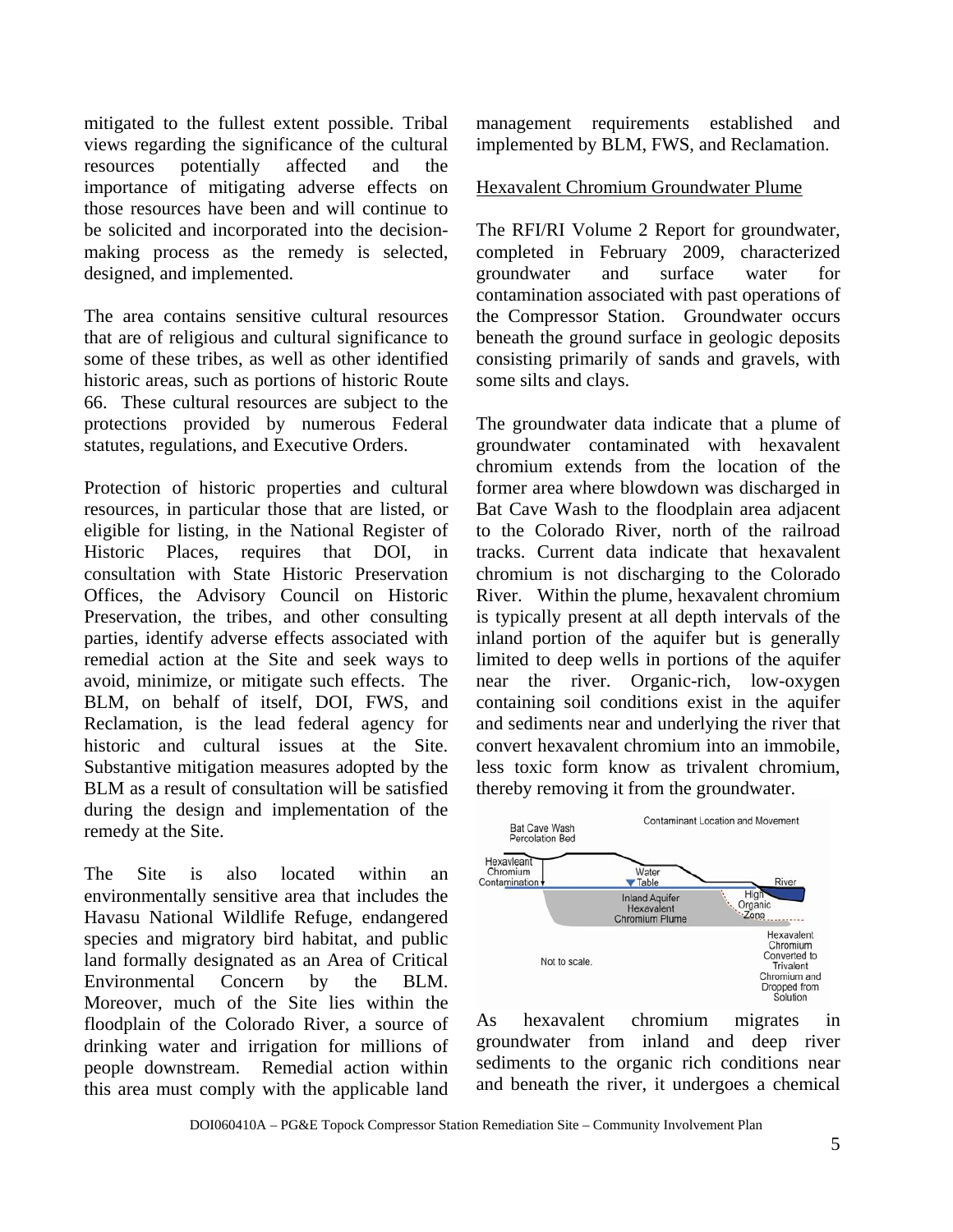mitigated to the fullest extent possible. Tribal views regarding the significance of the cultural resources potentially affected and the importance of mitigating adverse effects on those resources have been and will continue to be solicited and incorporated into the decision-making process as the remedy is selected, designed, and implemented.

The area contains sensitive cultural resources that are of religious and cultural significance to some of these tribes, as well as other identified historic areas, such as portions of historic Route 66. These cultural resources are subject to the protections provided by numerous Federal statutes, regulations, and Executive Orders.

Protection of historic properties and cultural resources, in particular those that are listed, or eligible for listing, in the National Register of Historic Places, requires that DOI, in consultation with State Historic Preservation Offices, the Advisory Council on Historic Preservation, the tribes, and other consulting parties, identify adverse effects associated with remedial action at the Site and seek ways to avoid, minimize, or mitigate such effects. The BLM, on behalf of itself, DOI, FWS, and Reclamation, is the lead federal agency for historic and cultural issues at the Site. Substantive mitigation measures adopted by the BLM as a result of consultation will be satisfied during the design and implementation of the remedy at the Site.

The Site is also located within an environmentally sensitive area that includes the Havasu National Wildlife Refuge, endangered species and migratory bird habitat, and public land formally designated as an Area of Critical Environmental Concern by the BLM. Moreover, much of the Site lies within the floodplain of the Colorado River, a source of drinking water and irrigation for millions of people downstream. Remedial action within this area must comply with the applicable land management requirements established and implemented by BLM, FWS, and Reclamation.

Hexavalent Chromium Groundwater Plume

The RFI/RI Volume 2 Report for groundwater, completed in February 2009, characterized groundwater and surface water for contamination associated with past operations of the Compressor Station. Groundwater occurs beneath the ground surface in geologic deposits consisting primarily of sands and gravels, with some silts and clays.

The groundwater data indicate that a plume of groundwater contaminated with hexavalent chromium extends from the location of the former area where blowdown was discharged in Bat Cave Wash to the floodplain area adjacent to the Colorado River, north of the railroad tracks. Current data indicate that hexavalent chromium is not discharging to the Colorado River. Within the plume, hexavalent chromium is typically present at all depth intervals of the inland portion of the aquifer but is generally limited to deep wells in portions of the aquifer near the river. Organic-rich, low-oxygen containing soil conditions exist in the aquifer and sediments near and underlying the river that convert hexavalent chromium into an immobile, less toxic form know as trivalent chromium, thereby removing it from the groundwater.

As hexavalent chromium migrates in groundwater from inland and deep river sediments to the organic rich conditions near and beneath the river, it undergoes a chemical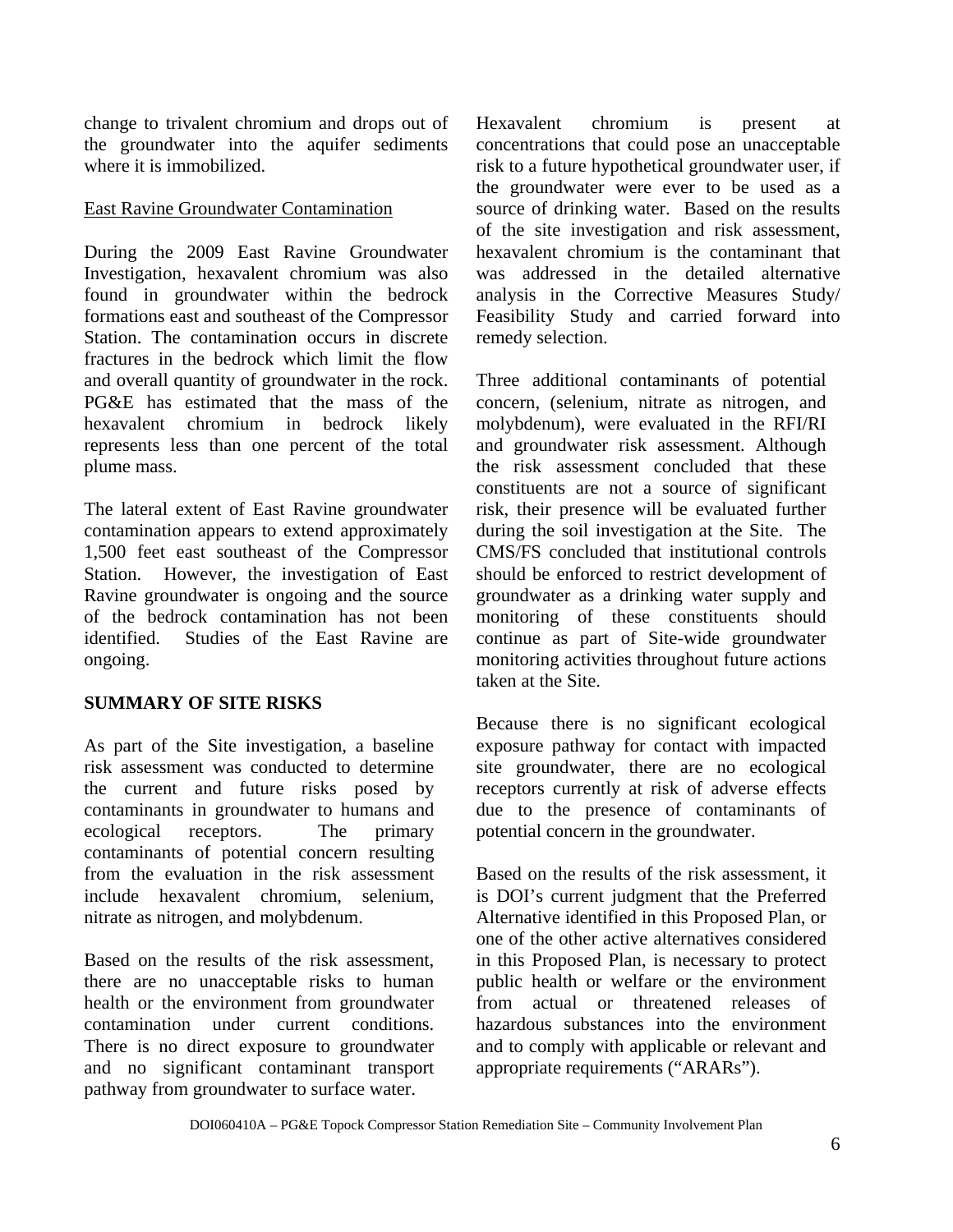change to trivalent chromium and drops out of the groundwater into the aquifer sediments where it is immobilized.

East Ravine Groundwater Contamination

During the 2009 East Ravine Groundwater Investigation, hexavalent chromium was also found in groundwater within the bedrock formations east and southeast of the Compressor Station. The contamination occurs in discrete fractures in the bedrock which limit the flow and overall quantity of groundwater in the rock. PG&E has estimated that the mass of the hexavalent chromium in bedrock likely represents less than one percent of the total plume mass.

The lateral extent of East Ravine groundwater contamination appears to extend approximately 1,500 feet east southeast of the Compressor Station. However, the investigation of East Ravine groundwater is ongoing and the source of the bedrock contamination has not been identified. Studies of the East Ravine are ongoing.

## SUMMARY OF SITE RISKS

As part of the Site investigation, a baseline risk assessment was conducted to determine the current and future risks posed by contaminants in groundwater to humans and ecological receptors. The primary contaminants of potential concern resulting from the evaluation in the risk assessment include hexavalent chromium, selenium, nitrate as nitrogen, and molybdenum.

Based on the results of the risk assessment, there are no unacceptable risks to human health or the environment from groundwater contamination under current conditions. There is no direct exposure to groundwater and no significant contaminant transport pathway from groundwater to surface water.

Hexavalent chromium is present at concentrations that could pose an unacceptable risk to a future hypothetical groundwater user, if the groundwater were ever to be used as a source of drinking water. Based on the results of the site investigation and risk assessment, hexavalent chromium is the contaminant that was addressed in the detailed alternative analysis in the Corrective Measures Study/ Feasibility Study and carried forward into remedy selection.

Three additional contaminants of potential concern, (selenium, nitrate as nitrogen, and molybdenum), were evaluated in the RFI/RI and groundwater risk assessment. Although the risk assessment concluded that these constituents are not a source of significant risk, their presence will be evaluated further during the soil investigation at the Site. The CMS/FS concluded that institutional controls should be enforced to restrict development of groundwater as a drinking water supply and monitoring of these constituents should continue as part of Site-wide groundwater monitoring activities throughout future actions taken at the Site.

Because there is no significant ecological exposure pathway for contact with impacted site groundwater, there are no ecological receptors currently at risk of adverse effects due to the presence of contaminants of potential concern in the groundwater.

Based on the results of the risk assessment, it is DOI's current judgment that the Preferred Alternative identified in this Proposed Plan, or one of the other active alternatives considered in this Proposed Plan, is necessary to protect public health or welfare or the environment from actual or threatened releases of hazardous substances into the environment and to comply with applicable or relevant and appropriate requirements ("ARARs").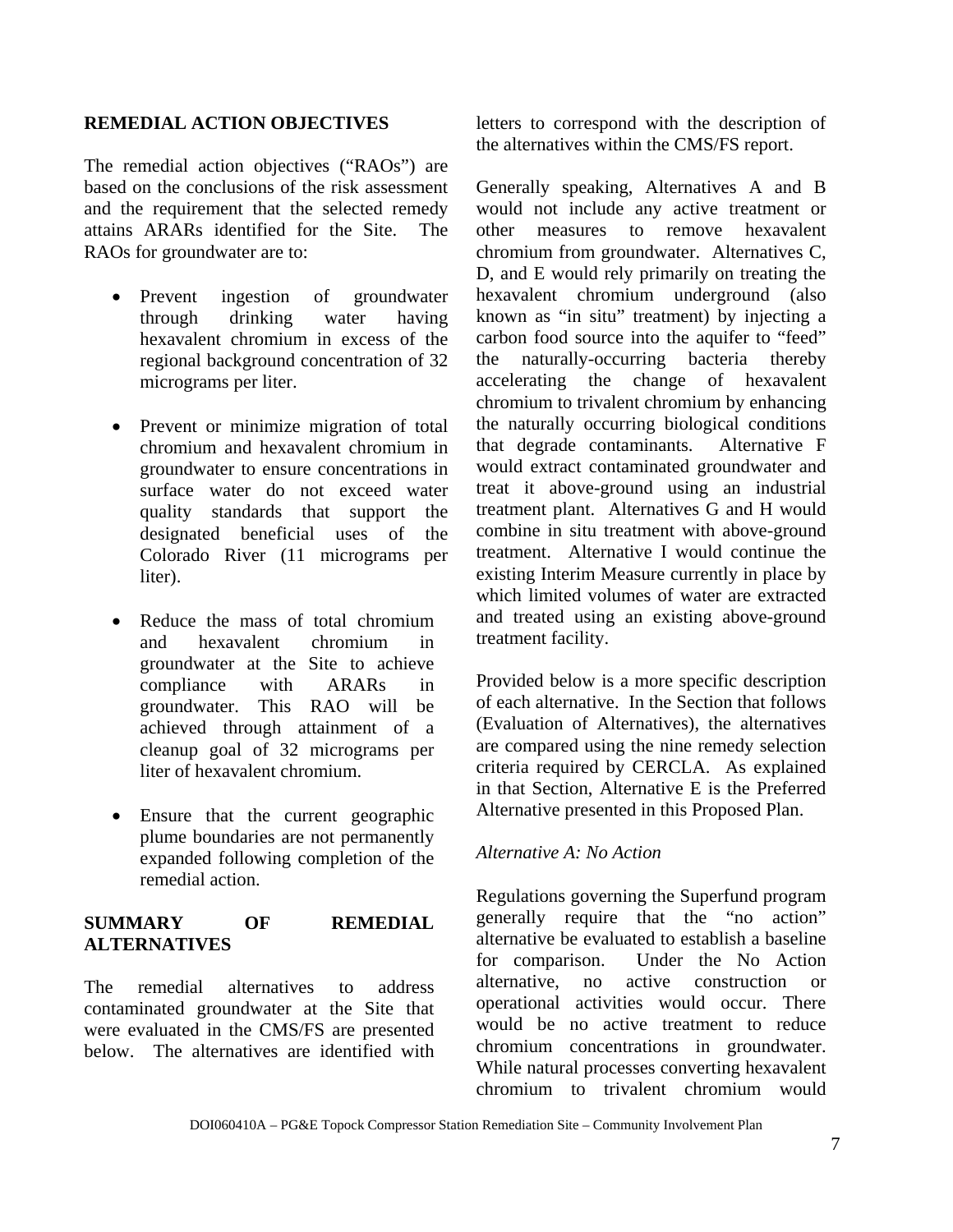## REMEDIAL ACTION OBJECTIVES

The remedial action objectives ("RAOs") are based on the conclusions of the risk assessment and the requirement that the selected remedy attains ARARs identified for the Site. The RAOs for groundwater are to:

- Prevent ingestion of groundwater through drinking water having hexavalent chromium in excess of the regional background concentration of 32 micrograms per liter.
- Prevent or minimize migration of total chromium and hexavalent chromium in groundwater to ensure concentrations in surface water do not exceed water quality standards that support the designated beneficial uses of the Colorado River (11 micrograms per liter).
- Reduce the mass of total chromium and hexavalent chromium in groundwater at the Site to achieve compliance with ARARs in groundwater. This RAO will be achieved through attainment of a cleanup goal of 32 micrograms per liter of hexavalent chromium.
- Ensure that the current geographic plume boundaries are not permanently expanded following completion of the remedial action.

## SUMMARY OF REMEDIAL ALTERNATIVES

The remedial alternatives to address contaminated groundwater at the Site that were evaluated in the CMS/FS are presented below. The alternatives are identified with letters to correspond with the description of the alternatives within the CMS/FS report.

Generally speaking, Alternatives A and B would not include any active treatment or other measures to remove hexavalent chromium from groundwater. Alternatives C, D, and E would rely primarily on treating the hexavalent chromium underground (also known as "in situ" treatment) by injecting a carbon food source into the aquifer to "feed" the naturally-occurring bacteria thereby accelerating the change of hexavalent chromium to trivalent chromium by enhancing the naturally occurring biological conditions that degrade contaminants. Alternative F would extract contaminated groundwater and treat it above-ground using an industrial treatment plant. Alternatives G and H would combine in situ treatment with above-ground treatment. Alternative I would continue the existing Interim Measure currently in place by which limited volumes of water are extracted and treated using an existing above-ground treatment facility.

Provided below is a more specific description of each alternative. In the Section that follows (Evaluation of Alternatives), the alternatives are compared using the nine remedy selection criteria required by CERCLA. As explained in that Section, Alternative E is the Preferred Alternative presented in this Proposed Plan.

*Alternative A: No Action*

Regulations governing the Superfund program generally require that the "no action" alternative be evaluated to establish a baseline for comparison. Under the No Action alternative, no active construction or operational activities would occur. There would be no active treatment to reduce chromium concentrations in groundwater. While natural processes converting hexavalent chromium to trivalent chromium would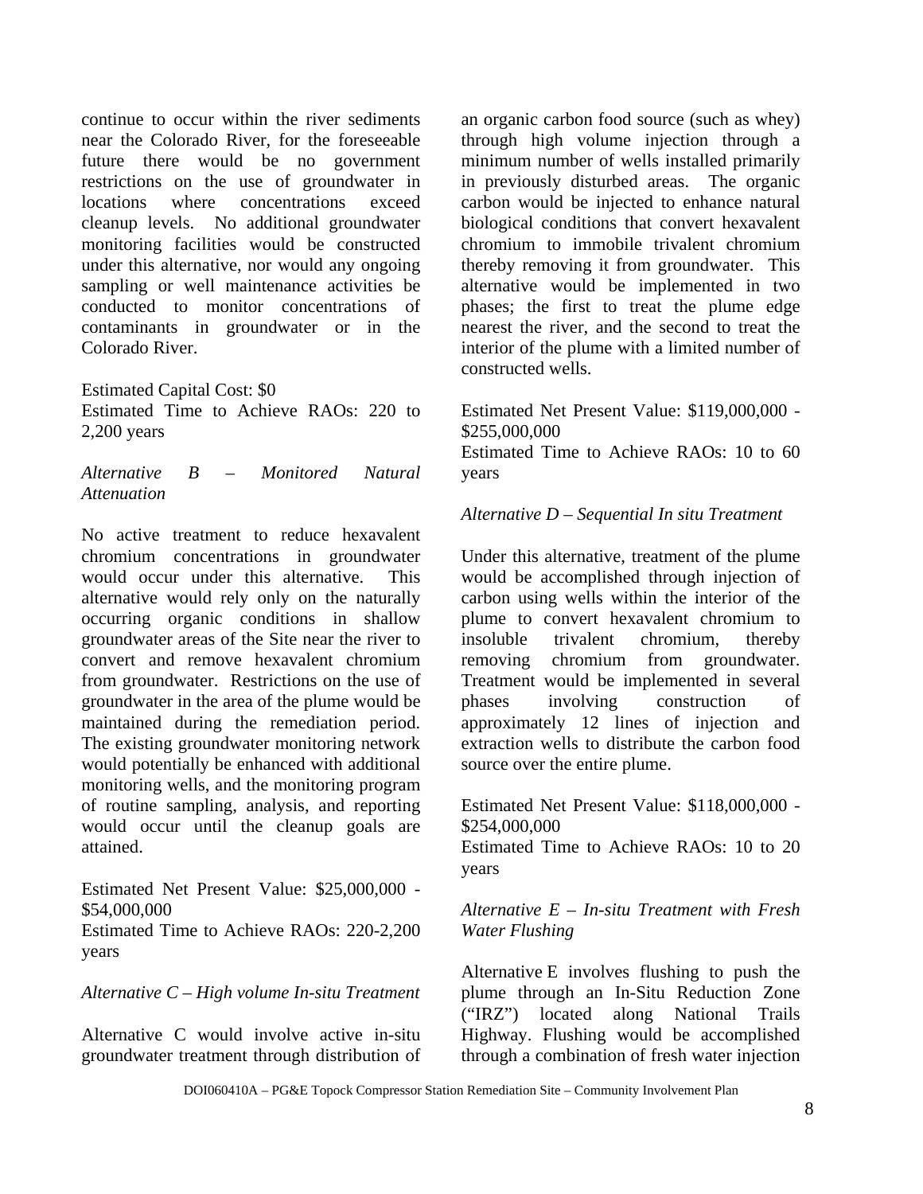continue to occur within the river sediments near the Colorado River, for the foreseeable future there would be no government restrictions on the use of groundwater in locations where concentrations exceed cleanup levels. No additional groundwater monitoring facilities would be constructed under this alternative, nor would any ongoing sampling or well maintenance activities be conducted to monitor concentrations of contaminants in groundwater or in the Colorado River.

Estimated Capital Cost: $0
Estimated Time to Achieve RAOs: 220 to 2,200 years

*Alternative B – Monitored Natural Attenuation*

No active treatment to reduce hexavalent chromium concentrations in groundwater would occur under this alternative. This alternative would rely only on the naturally occurring organic conditions in shallow groundwater areas of the Site near the river to convert and remove hexavalent chromium from groundwater. Restrictions on the use of groundwater in the area of the plume would be maintained during the remediation period. The existing groundwater monitoring network would potentially be enhanced with additional monitoring wells, and the monitoring program of routine sampling, analysis, and reporting would occur until the cleanup goals are attained.

Estimated Net Present Value: $25,000,000 - $54,000,000
Estimated Time to Achieve RAOs: 220-2,200 years

*Alternative C – High volume In-situ Treatment*

Alternative C would involve active in-situ groundwater treatment through distribution of an organic carbon food source (such as whey) through high volume injection through a minimum number of wells installed primarily in previously disturbed areas. The organic carbon would be injected to enhance natural biological conditions that convert hexavalent chromium to immobile trivalent chromium thereby removing it from groundwater. This alternative would be implemented in two phases; the first to treat the plume edge nearest the river, and the second to treat the interior of the plume with a limited number of constructed wells.

Estimated Net Present Value: $119,000,000 - $255,000,000
Estimated Time to Achieve RAOs: 10 to 60 years

*Alternative D – Sequential In situ Treatment*

Under this alternative, treatment of the plume would be accomplished through injection of carbon using wells within the interior of the plume to convert hexavalent chromium to insoluble trivalent chromium, thereby removing chromium from groundwater. Treatment would be implemented in several phases involving construction of approximately 12 lines of injection and extraction wells to distribute the carbon food source over the entire plume.

Estimated Net Present Value: $118,000,000 - $254,000,000
Estimated Time to Achieve RAOs: 10 to 20 years

*Alternative E – In-situ Treatment with Fresh Water Flushing*

Alternative E involves flushing to push the plume through an In-Situ Reduction Zone ("IRZ") located along National Trails Highway. Flushing would be accomplished through a combination of fresh water injection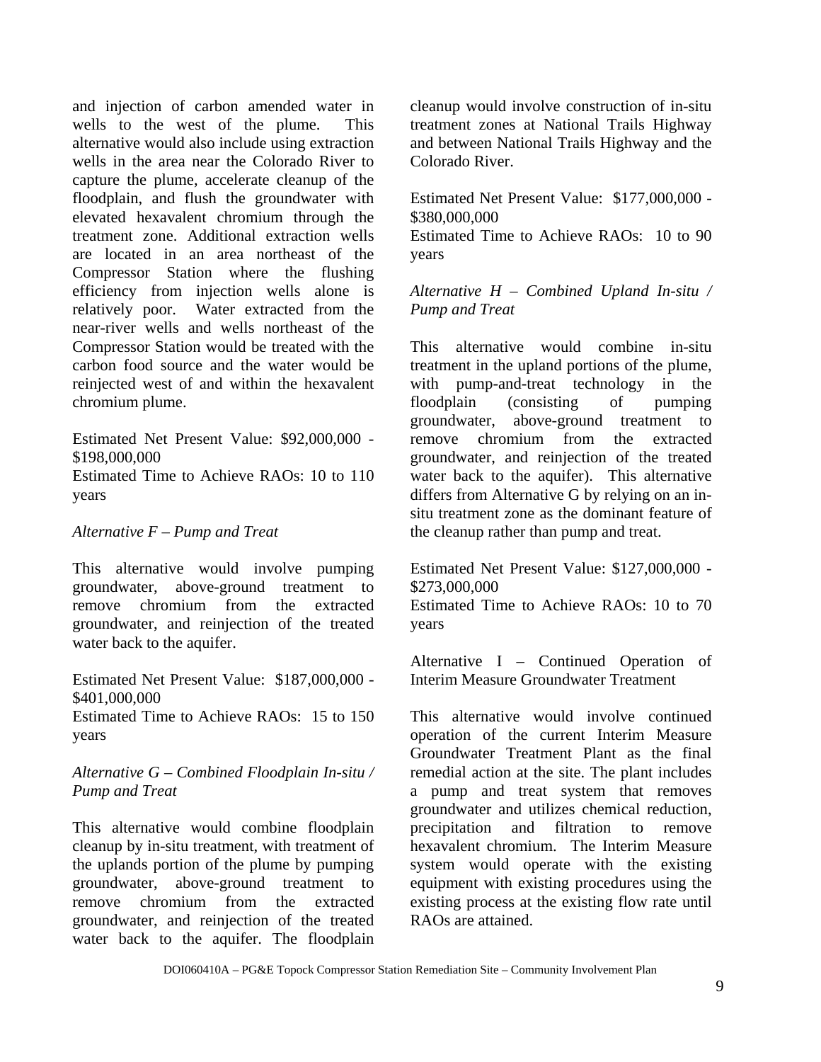and injection of carbon amended water in wells to the west of the plume. This alternative would also include using extraction wells in the area near the Colorado River to capture the plume, accelerate cleanup of the floodplain, and flush the groundwater with elevated hexavalent chromium through the treatment zone. Additional extraction wells are located in an area northeast of the Compressor Station where the flushing efficiency from injection wells alone is relatively poor. Water extracted from the near-river wells and wells northeast of the Compressor Station would be treated with the carbon food source and the water would be reinjected west of and within the hexavalent chromium plume.

Estimated Net Present Value: $92,000,000 - $198,000,000
Estimated Time to Achieve RAOs: 10 to 110 years

*Alternative F – Pump and Treat*

This alternative would involve pumping groundwater, above-ground treatment to remove chromium from the extracted groundwater, and reinjection of the treated water back to the aquifer.

Estimated Net Present Value: $187,000,000 - $401,000,000
Estimated Time to Achieve RAOs: 15 to 150 years

*Alternative G – Combined Floodplain In-situ / Pump and Treat*

This alternative would combine floodplain cleanup by in-situ treatment, with treatment of the uplands portion of the plume by pumping groundwater, above-ground treatment to remove chromium from the extracted groundwater, and reinjection of the treated water back to the aquifer. The floodplain cleanup would involve construction of in-situ treatment zones at National Trails Highway and between National Trails Highway and the Colorado River.

Estimated Net Present Value: $177,000,000 - $380,000,000
Estimated Time to Achieve RAOs: 10 to 90 years

*Alternative H – Combined Upland In-situ / Pump and Treat*

This alternative would combine in-situ treatment in the upland portions of the plume, with pump-and-treat technology in the floodplain (consisting of pumping groundwater, above-ground treatment to remove chromium from the extracted groundwater, and reinjection of the treated water back to the aquifer). This alternative differs from Alternative G by relying on an in-situ treatment zone as the dominant feature of the cleanup rather than pump and treat.

Estimated Net Present Value: $127,000,000 - $273,000,000
Estimated Time to Achieve RAOs: 10 to 70 years

Alternative I – Continued Operation of Interim Measure Groundwater Treatment

This alternative would involve continued operation of the current Interim Measure Groundwater Treatment Plant as the final remedial action at the site. The plant includes a pump and treat system that removes groundwater and utilizes chemical reduction, precipitation and filtration to remove hexavalent chromium. The Interim Measure system would operate with the existing equipment with existing procedures using the existing process at the existing flow rate until RAOs are attained.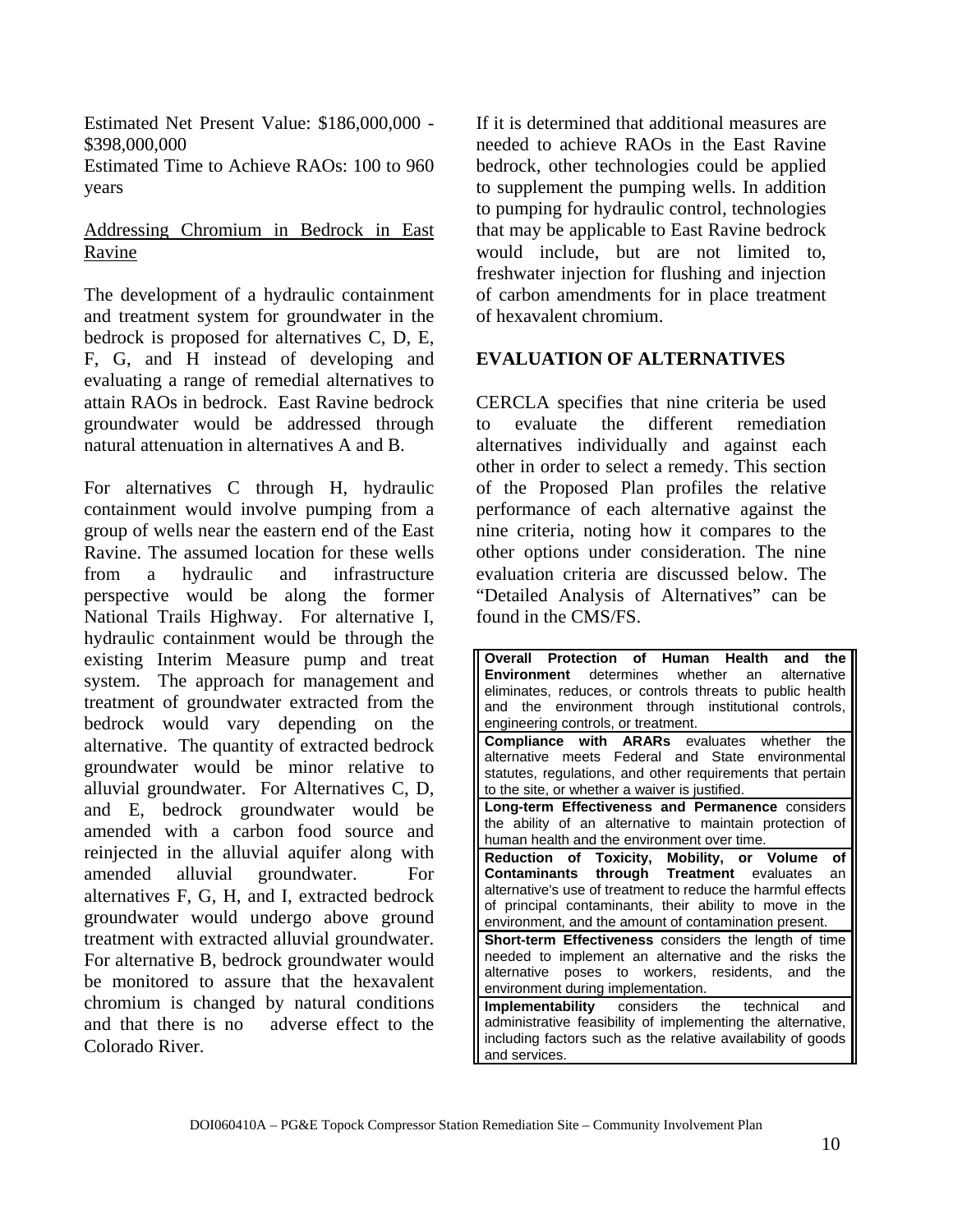Estimated Net Present Value: $186,000,000 - $398,000,000
Estimated Time to Achieve RAOs: 100 to 960 years

Addressing Chromium in Bedrock in East Ravine

The development of a hydraulic containment and treatment system for groundwater in the bedrock is proposed for alternatives C, D, E, F, G, and H instead of developing and evaluating a range of remedial alternatives to attain RAOs in bedrock. East Ravine bedrock groundwater would be addressed through natural attenuation in alternatives A and B.

For alternatives C through H, hydraulic containment would involve pumping from a group of wells near the eastern end of the East Ravine. The assumed location for these wells from a hydraulic and infrastructure perspective would be along the former National Trails Highway. For alternative I, hydraulic containment would be through the existing Interim Measure pump and treat system. The approach for management and treatment of groundwater extracted from the bedrock would vary depending on the alternative. The quantity of extracted bedrock groundwater would be minor relative to alluvial groundwater. For Alternatives C, D, and E, bedrock groundwater would be amended with a carbon food source and reinjected in the alluvial aquifer along with amended alluvial groundwater. For alternatives F, G, H, and I, extracted bedrock groundwater would undergo above ground treatment with extracted alluvial groundwater. For alternative B, bedrock groundwater would be monitored to assure that the hexavalent chromium is changed by natural conditions and that there is no adverse effect to the Colorado River.

If it is determined that additional measures are needed to achieve RAOs in the East Ravine bedrock, other technologies could be applied to supplement the pumping wells. In addition to pumping for hydraulic control, technologies that may be applicable to East Ravine bedrock would include, but are not limited to, freshwater injection for flushing and injection of carbon amendments for in place treatment of hexavalent chromium.

## EVALUATION OF ALTERNATIVES

CERCLA specifies that nine criteria be used to evaluate the different remediation alternatives individually and against each other in order to select a remedy. This section of the Proposed Plan profiles the relative performance of each alternative against the nine criteria, noting how it compares to the other options under consideration. The nine evaluation criteria are discussed below. The "Detailed Analysis of Alternatives" can be found in the CMS/FS.

| |
|---|
| **Overall Protection of Human Health and the Environment** determines whether an alternative eliminates, reduces, or controls threats to public health and the environment through institutional controls, engineering controls, or treatment. |
| **Compliance with ARARs** evaluates whether the alternative meets Federal and State environmental statutes, regulations, and other requirements that pertain to the site, or whether a waiver is justified. |
| **Long-term Effectiveness and Permanence** considers the ability of an alternative to maintain protection of human health and the environment over time. |
| **Reduction of Toxicity, Mobility, or Volume of Contaminants through Treatment** evaluates an alternative's use of treatment to reduce the harmful effects of principal contaminants, their ability to move in the environment, and the amount of contamination present. |
| **Short-term Effectiveness** considers the length of time needed to implement an alternative and the risks the alternative poses to workers, residents, and the environment during implementation. |
| **Implementability** considers the technical and administrative feasibility of implementing the alternative, including factors such as the relative availability of goods and services. |

DOI060410A – PG&E Topock Compressor Station Remediation Site – Community Involvement Plan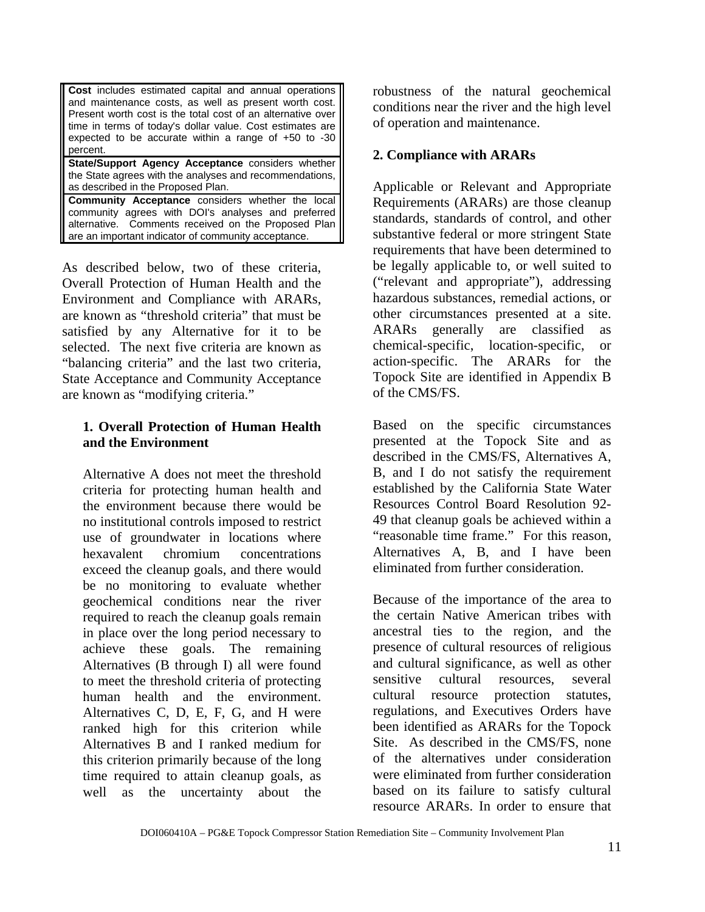| |
|---|
| **Cost** includes estimated capital and annual operations and maintenance costs, as well as present worth cost. Present worth cost is the total cost of an alternative over time in terms of today's dollar value. Cost estimates are expected to be accurate within a range of +50 to -30 percent. |
| **State/Support Agency Acceptance** considers whether the State agrees with the analyses and recommendations, as described in the Proposed Plan. |
| **Community Acceptance** considers whether the local community agrees with DOI's analyses and preferred alternative. Comments received on the Proposed Plan are an important indicator of community acceptance. |

As described below, two of these criteria, Overall Protection of Human Health and the Environment and Compliance with ARARs, are known as "threshold criteria" that must be satisfied by any Alternative for it to be selected. The next five criteria are known as "balancing criteria" and the last two criteria, State Acceptance and Community Acceptance are known as "modifying criteria."

### 1. Overall Protection of Human Health and the Environment

Alternative A does not meet the threshold criteria for protecting human health and the environment because there would be no institutional controls imposed to restrict use of groundwater in locations where hexavalent chromium concentrations exceed the cleanup goals, and there would be no monitoring to evaluate whether geochemical conditions near the river required to reach the cleanup goals remain in place over the long period necessary to achieve these goals. The remaining Alternatives (B through I) all were found to meet the threshold criteria of protecting human health and the environment. Alternatives C, D, E, F, G, and H were ranked high for this criterion while Alternatives B and I ranked medium for this criterion primarily because of the long time required to attain cleanup goals, as well as the uncertainty about the robustness of the natural geochemical conditions near the river and the high level of operation and maintenance.

### 2. Compliance with ARARs

Applicable or Relevant and Appropriate Requirements (ARARs) are those cleanup standards, standards of control, and other substantive federal or more stringent State requirements that have been determined to be legally applicable to, or well suited to ("relevant and appropriate"), addressing hazardous substances, remedial actions, or other circumstances presented at a site. ARARs generally are classified as chemical-specific, location-specific, or action-specific. The ARARs for the Topock Site are identified in Appendix B of the CMS/FS.

Based on the specific circumstances presented at the Topock Site and as described in the CMS/FS, Alternatives A, B, and I do not satisfy the requirement established by the California State Water Resources Control Board Resolution 92-49 that cleanup goals be achieved within a "reasonable time frame." For this reason, Alternatives A, B, and I have been eliminated from further consideration.

Because of the importance of the area to the certain Native American tribes with ancestral ties to the region, and the presence of cultural resources of religious and cultural significance, as well as other sensitive cultural resources, several cultural resource protection statutes, regulations, and Executives Orders have been identified as ARARs for the Topock Site. As described in the CMS/FS, none of the alternatives under consideration were eliminated from further consideration based on its failure to satisfy cultural resource ARARs. In order to ensure that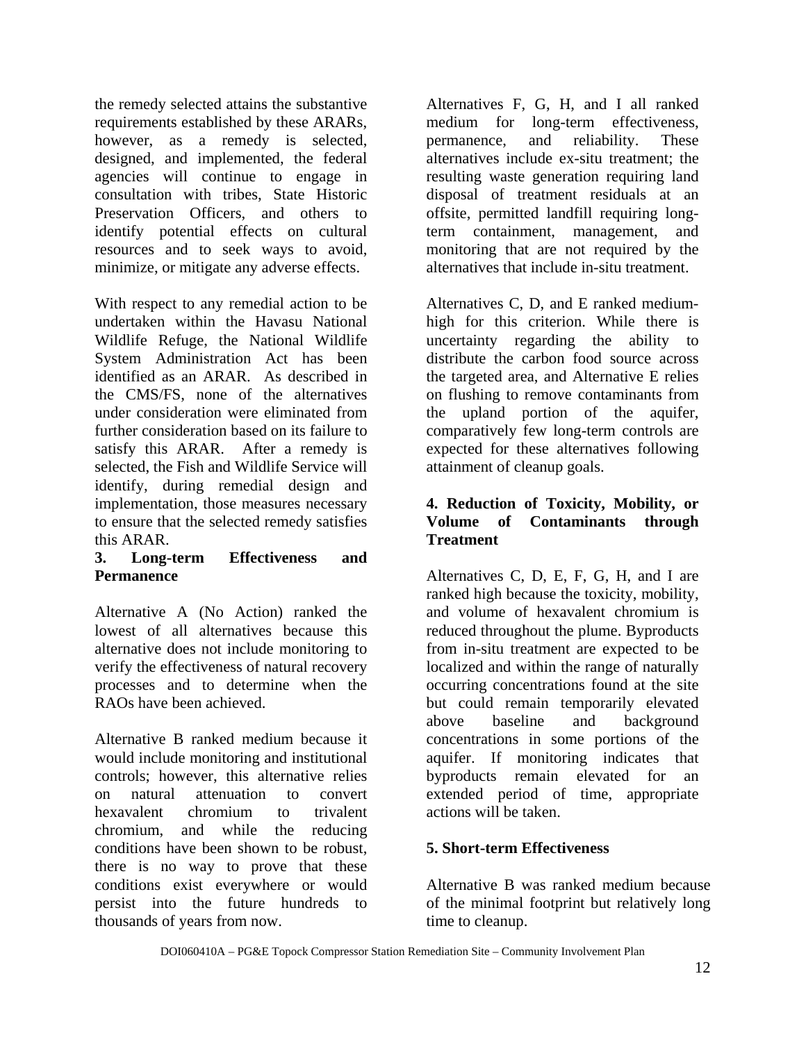the remedy selected attains the substantive requirements established by these ARARs, however, as a remedy is selected, designed, and implemented, the federal agencies will continue to engage in consultation with tribes, State Historic Preservation Officers, and others to identify potential effects on cultural resources and to seek ways to avoid, minimize, or mitigate any adverse effects.

With respect to any remedial action to be undertaken within the Havasu National Wildlife Refuge, the National Wildlife System Administration Act has been identified as an ARAR. As described in the CMS/FS, none of the alternatives under consideration were eliminated from further consideration based on its failure to satisfy this ARAR. After a remedy is selected, the Fish and Wildlife Service will identify, during remedial design and implementation, those measures necessary to ensure that the selected remedy satisfies this ARAR.

**3. Long-term Effectiveness and Permanence**

Alternative A (No Action) ranked the lowest of all alternatives because this alternative does not include monitoring to verify the effectiveness of natural recovery processes and to determine when the RAOs have been achieved.

Alternative B ranked medium because it would include monitoring and institutional controls; however, this alternative relies on natural attenuation to convert hexavalent chromium to trivalent chromium, and while the reducing conditions have been shown to be robust, there is no way to prove that these conditions exist everywhere or would persist into the future hundreds to thousands of years from now.

Alternatives F, G, H, and I all ranked medium for long-term effectiveness, permanence, and reliability. These alternatives include ex-situ treatment; the resulting waste generation requiring land disposal of treatment residuals at an offsite, permitted landfill requiring long-term containment, management, and monitoring that are not required by the alternatives that include in-situ treatment.

Alternatives C, D, and E ranked medium-high for this criterion. While there is uncertainty regarding the ability to distribute the carbon food source across the targeted area, and Alternative E relies on flushing to remove contaminants from the upland portion of the aquifer, comparatively few long-term controls are expected for these alternatives following attainment of cleanup goals.

**4. Reduction of Toxicity, Mobility, or Volume of Contaminants through Treatment**

Alternatives C, D, E, F, G, H, and I are ranked high because the toxicity, mobility, and volume of hexavalent chromium is reduced throughout the plume. Byproducts from in-situ treatment are expected to be localized and within the range of naturally occurring concentrations found at the site but could remain temporarily elevated above baseline and background concentrations in some portions of the aquifer. If monitoring indicates that byproducts remain elevated for an extended period of time, appropriate actions will be taken.

**5. Short-term Effectiveness**

Alternative B was ranked medium because of the minimal footprint but relatively long time to cleanup.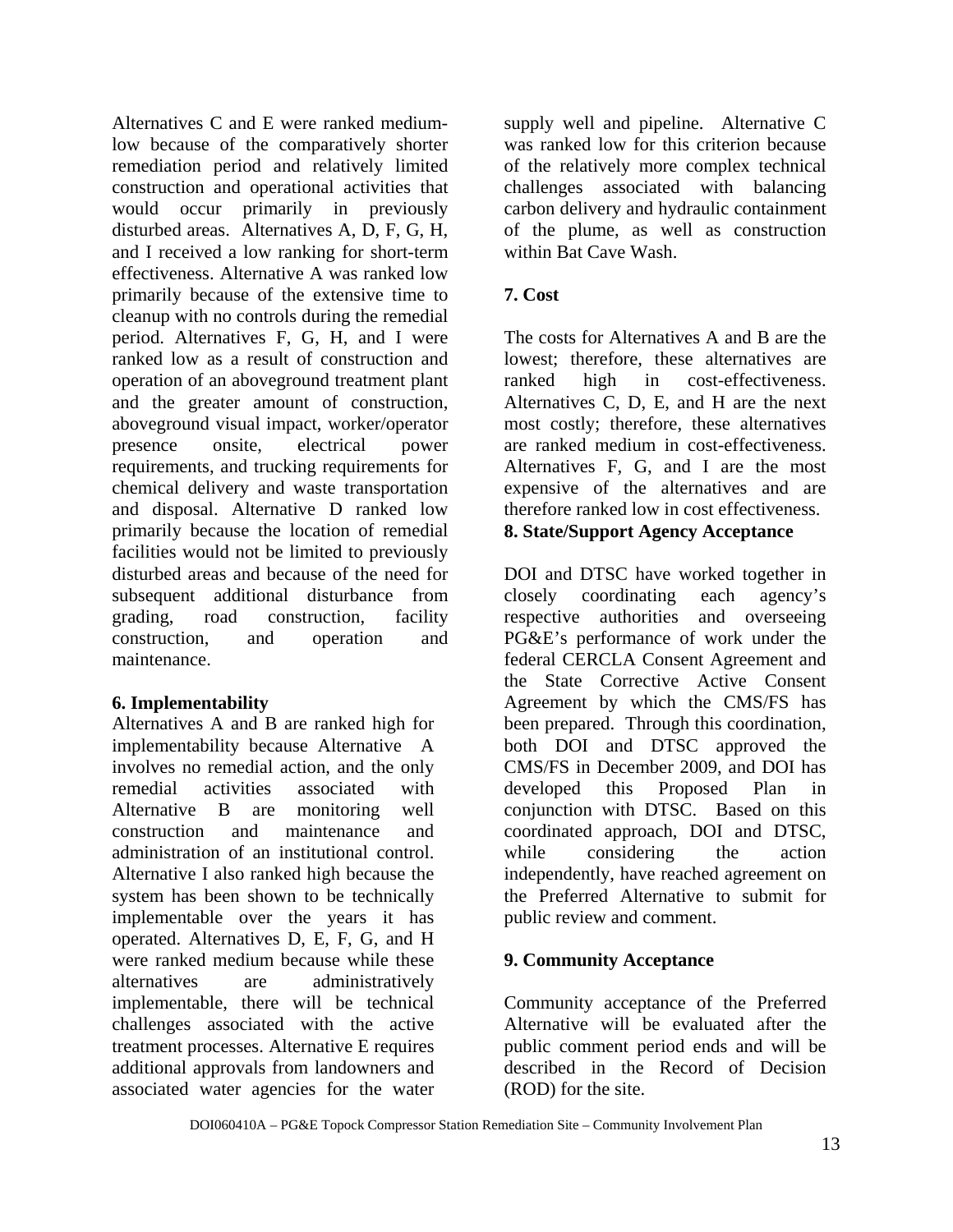Alternatives C and E were ranked medium-low because of the comparatively shorter remediation period and relatively limited construction and operational activities that would occur primarily in previously disturbed areas. Alternatives A, D, F, G, H, and I received a low ranking for short-term effectiveness. Alternative A was ranked low primarily because of the extensive time to cleanup with no controls during the remedial period. Alternatives F, G, H, and I were ranked low as a result of construction and operation of an aboveground treatment plant and the greater amount of construction, aboveground visual impact, worker/operator presence onsite, electrical power requirements, and trucking requirements for chemical delivery and waste transportation and disposal. Alternative D ranked low primarily because the location of remedial facilities would not be limited to previously disturbed areas and because of the need for subsequent additional disturbance from grading, road construction, facility construction, and operation and maintenance.

**6. Implementability**

Alternatives A and B are ranked high for implementability because Alternative A involves no remedial action, and the only remedial activities associated with Alternative B are monitoring well construction and maintenance and administration of an institutional control. Alternative I also ranked high because the system has been shown to be technically implementable over the years it has operated. Alternatives D, E, F, G, and H were ranked medium because while these alternatives are administratively implementable, there will be technical challenges associated with the active treatment processes. Alternative E requires additional approvals from landowners and associated water agencies for the water supply well and pipeline. Alternative C was ranked low for this criterion because of the relatively more complex technical challenges associated with balancing carbon delivery and hydraulic containment of the plume, as well as construction within Bat Cave Wash.

**7. Cost**

The costs for Alternatives A and B are the lowest; therefore, these alternatives are ranked high in cost-effectiveness. Alternatives C, D, E, and H are the next most costly; therefore, these alternatives are ranked medium in cost-effectiveness. Alternatives F, G, and I are the most expensive of the alternatives and are therefore ranked low in cost effectiveness.

**8. State/Support Agency Acceptance**

DOI and DTSC have worked together in closely coordinating each agency's respective authorities and overseeing PG&E's performance of work under the federal CERCLA Consent Agreement and the State Corrective Active Consent Agreement by which the CMS/FS has been prepared. Through this coordination, both DOI and DTSC approved the CMS/FS in December 2009, and DOI has developed this Proposed Plan in conjunction with DTSC. Based on this coordinated approach, DOI and DTSC, while considering the action independently, have reached agreement on the Preferred Alternative to submit for public review and comment.

**9. Community Acceptance**

Community acceptance of the Preferred Alternative will be evaluated after the public comment period ends and will be described in the Record of Decision (ROD) for the site.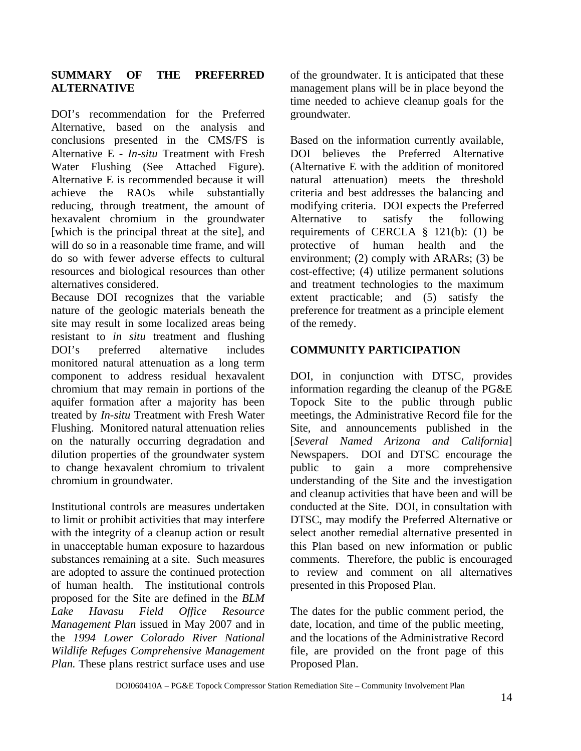## SUMMARY OF THE PREFERRED ALTERNATIVE

DOI's recommendation for the Preferred Alternative, based on the analysis and conclusions presented in the CMS/FS is Alternative E - *In-situ* Treatment with Fresh Water Flushing (See Attached Figure). Alternative E is recommended because it will achieve the RAOs while substantially reducing, through treatment, the amount of hexavalent chromium in the groundwater [which is the principal threat at the site], and will do so in a reasonable time frame, and will do so with fewer adverse effects to cultural resources and biological resources than other alternatives considered.

Because DOI recognizes that the variable nature of the geologic materials beneath the site may result in some localized areas being resistant to *in situ* treatment and flushing DOI's preferred alternative includes monitored natural attenuation as a long term component to address residual hexavalent chromium that may remain in portions of the aquifer formation after a majority has been treated by *In-situ* Treatment with Fresh Water Flushing. Monitored natural attenuation relies on the naturally occurring degradation and dilution properties of the groundwater system to change hexavalent chromium to trivalent chromium in groundwater.

Institutional controls are measures undertaken to limit or prohibit activities that may interfere with the integrity of a cleanup action or result in unacceptable human exposure to hazardous substances remaining at a site. Such measures are adopted to assure the continued protection of human health. The institutional controls proposed for the Site are defined in the *BLM Lake Havasu Field Office Resource Management Plan* issued in May 2007 and in the *1994 Lower Colorado River National Wildlife Refuges Comprehensive Management Plan.* These plans restrict surface uses and use of the groundwater. It is anticipated that these management plans will be in place beyond the time needed to achieve cleanup goals for the groundwater.

Based on the information currently available, DOI believes the Preferred Alternative (Alternative E with the addition of monitored natural attenuation) meets the threshold criteria and best addresses the balancing and modifying criteria. DOI expects the Preferred Alternative to satisfy the following requirements of CERCLA § 121(b): (1) be protective of human health and the environment; (2) comply with ARARs; (3) be cost-effective; (4) utilize permanent solutions and treatment technologies to the maximum extent practicable; and (5) satisfy the preference for treatment as a principle element of the remedy.

## COMMUNITY PARTICIPATION

DOI, in conjunction with DTSC, provides information regarding the cleanup of the PG&E Topock Site to the public through public meetings, the Administrative Record file for the Site, and announcements published in the [*Several Named Arizona and California*] Newspapers. DOI and DTSC encourage the public to gain a more comprehensive understanding of the Site and the investigation and cleanup activities that have been and will be conducted at the Site. DOI, in consultation with DTSC, may modify the Preferred Alternative or select another remedial alternative presented in this Plan based on new information or public comments. Therefore, the public is encouraged to review and comment on all alternatives presented in this Proposed Plan.

The dates for the public comment period, the date, location, and time of the public meeting, and the locations of the Administrative Record file, are provided on the front page of this Proposed Plan.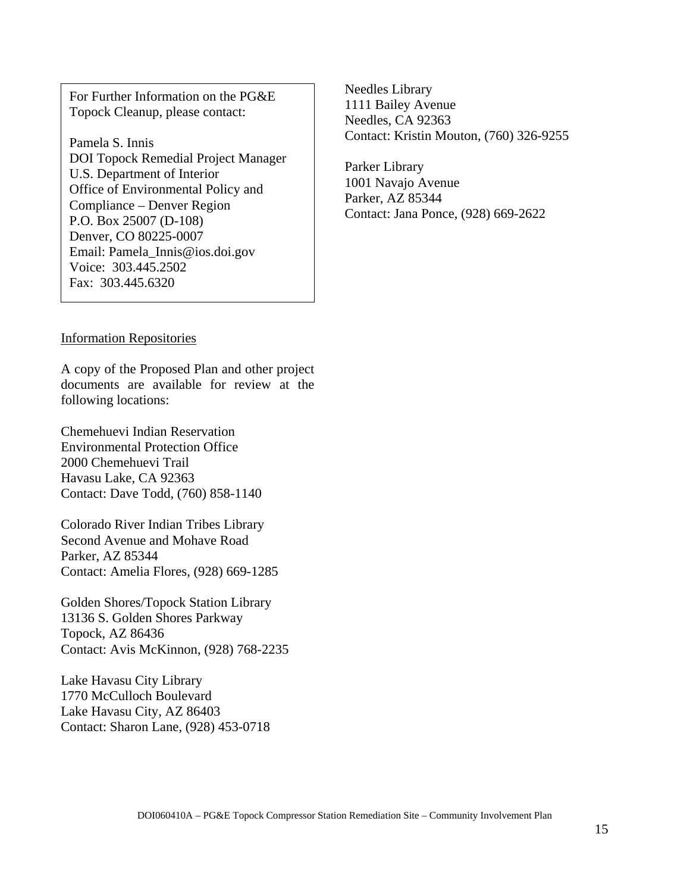For Further Information on the PG&E Topock Cleanup, please contact:

Pamela S. Innis
DOI Topock Remedial Project Manager
U.S. Department of Interior
Office of Environmental Policy and Compliance – Denver Region
P.O. Box 25007 (D-108)
Denver, CO 80225-0007
Email: Pamela_Innis@ios.doi.gov
Voice: 303.445.2502
Fax: 303.445.6320

Information Repositories

A copy of the Proposed Plan and other project documents are available for review at the following locations:

Chemehuevi Indian Reservation
Environmental Protection Office
2000 Chemehuevi Trail
Havasu Lake, CA 92363
Contact: Dave Todd, (760) 858-1140

Colorado River Indian Tribes Library
Second Avenue and Mohave Road
Parker, AZ 85344
Contact: Amelia Flores, (928) 669-1285

Golden Shores/Topock Station Library
13136 S. Golden Shores Parkway
Topock, AZ 86436
Contact: Avis McKinnon, (928) 768-2235

Lake Havasu City Library
1770 McCulloch Boulevard
Lake Havasu City, AZ 86403
Contact: Sharon Lane, (928) 453-0718

Needles Library
1111 Bailey Avenue
Needles, CA 92363
Contact: Kristin Mouton, (760) 326-9255

Parker Library
1001 Navajo Avenue
Parker, AZ 85344
Contact: Jana Ponce, (928) 669-2622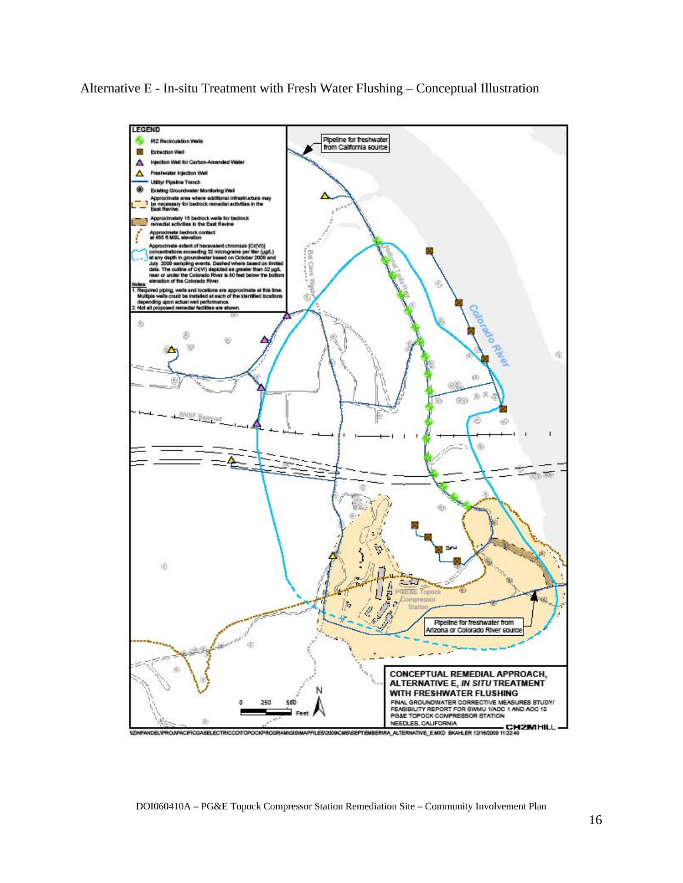Alternative E - In-situ Treatment with Fresh Water Flushing – Conceptual Illustration

LEGEND

- IRZ Recirculation Wells
- Extraction Well
- Injection Well for Carbon-Amended Water
- Freshwater Injection Well
- Utility/ Pipeline Trench
- Existing Groundwater Monitoring Well
- Approximate area where additional infrastructure may be necessary for bedrock remedial activities in the East Ravine.
- Approximately 15 bedrock wells for bedrock remedial activities in the East Ravine
- Approximate bedrock contact at 455 ft MSL elevation
- Approximate extent of hexavalent chromium [Cr(VI)] concentrations exceeding 32 micrograms per liter (µg/L) at any depth in groundwater based on October 2008 and July 2009 sampling events. Dashed where based on limited data. The outline of Cr(VI) depicted as greater than 32 µg/L near or under the Colorado River is 80 feet below the bottom elevation of the Colorado River.

Notes:
1. Required piping, wells and locations are approximate at this time. Multiple wells could be installed at each of the identified locations depending upon actual well performance.
2. Not all proposed remedial facilities are shown.

Pipeline for freshwater from California source

Pipeline for freshwater from Arizona or Colorado River source

Colorado River

BNSF Railroad

Bat Cave Wash

National Trails Hwy

PG&E Topock Compressor Station

0 250 500 Feet

N

CONCEPTUAL REMEDIAL APPROACH, ALTERNATIVE E, *IN SITU* TREATMENT WITH FRESHWATER FLUSHING

FINAL GROUNDWATER CORRECTIVE MEASURES STUDY/ FEASIBILITY REPORT FOR SWMU 1/AOC 1 AND AOC 10
PG&E TOPOCK COMPRESSOR STATION
NEEDLES, CALIFORNIA

CH2MHILL

\\ZINFANDEL\PROJ\PACIFICGASELECTRICCO\TOPOCKPROGRAM\GIS\MAPFILES\2009\CMS\SEPTEMBER\RA_ALTERNATIVE_E.MXD BKAHLER 12/16/2009 11:22:40

DOI060410A – PG&E Topock Compressor Station Remediation Site – Community Involvement Plan